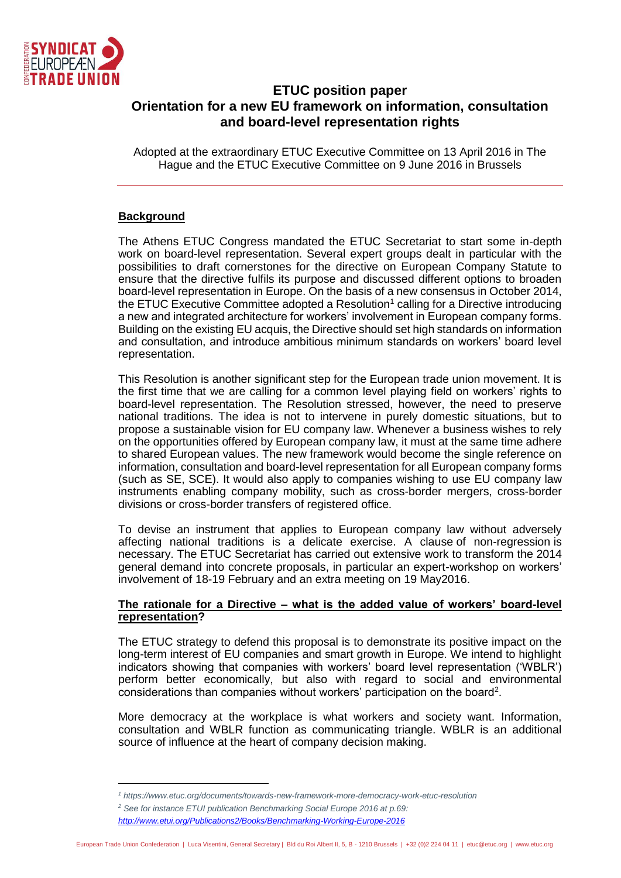# ETUC position paper
## Orientation for a new EU framework on information, consultation and board-level representation rights

Adopted at the extraordinary ETUC Executive Committee on 13 April 2016 in The Hague and the ETUC Executive Committee on 9 June 2016 in Brussels

---

### Background

The Athens ETUC Congress mandated the ETUC Secretariat to start some in-depth work on board-level representation. Several expert groups dealt in particular with the possibilities to draft cornerstones for the directive on European Company Statute to ensure that the directive fulfils its purpose and discussed different options to broaden board-level representation in Europe. On the basis of a new consensus in October 2014, the ETUC Executive Committee adopted a Resolution[1] calling for a Directive introducing a new and integrated architecture for workers' involvement in European company forms. Building on the existing EU acquis, the Directive should set high standards on information and consultation, and introduce ambitious minimum standards on workers' board level representation.

This Resolution is another significant step for the European trade union movement. It is the first time that we are calling for a common level playing field on workers' rights to board-level representation. The Resolution stressed, however, the need to preserve national traditions. The idea is not to intervene in purely domestic situations, but to propose a sustainable vision for EU company law. Whenever a business wishes to rely on the opportunities offered by European company law, it must at the same time adhere to shared European values. The new framework would become the single reference on information, consultation and board-level representation for all European company forms (such as SE, SCE). It would also apply to companies wishing to use EU company law instruments enabling company mobility, such as cross-border mergers, cross-border divisions or cross-border transfers of registered office.

To devise an instrument that applies to European company law without adversely affecting national traditions is a delicate exercise. A clause of non-regression is necessary. The ETUC Secretariat has carried out extensive work to transform the 2014 general demand into concrete proposals, in particular an expert-workshop on workers' involvement of 18-19 February and an extra meeting on 19 May2016.

### The rationale for a Directive – what is the added value of workers' board-level representation?

The ETUC strategy to defend this proposal is to demonstrate its positive impact on the long-term interest of EU companies and smart growth in Europe. We intend to highlight indicators showing that companies with workers' board level representation ('WBLR') perform better economically, but also with regard to social and environmental considerations than companies without workers' participation on the board[2].

More democracy at the workplace is what workers and society want. Information, consultation and WBLR function as communicating triangle. WBLR is an additional source of influence at the heart of company decision making.

---

[1] *https://www.etuc.org/documents/towards-new-framework-more-democracy-work-etuc-resolution*

[2] *See for instance ETUI publication Benchmarking Social Europe 2016 at p.69:* *http://www.etui.org/Publications2/Books/Benchmarking-Working-Europe-2016*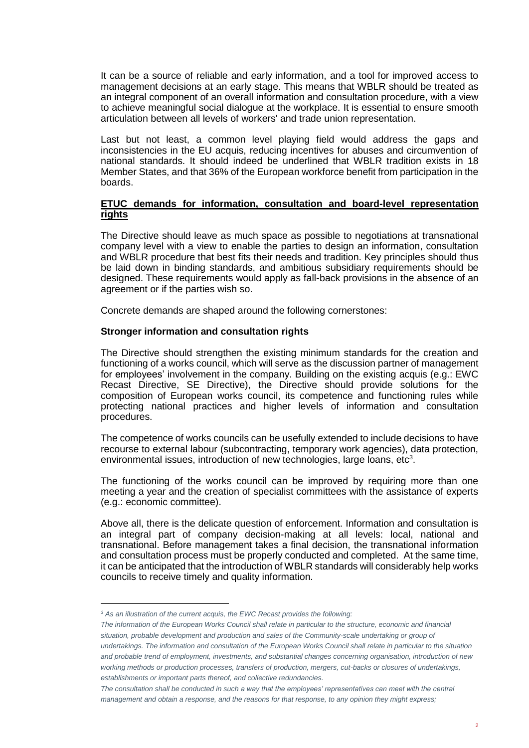It can be a source of reliable and early information, and a tool for improved access to management decisions at an early stage. This means that WBLR should be treated as an integral component of an overall information and consultation procedure, with a view to achieve meaningful social dialogue at the workplace. It is essential to ensure smooth articulation between all levels of workers' and trade union representation.

Last but not least, a common level playing field would address the gaps and inconsistencies in the EU acquis, reducing incentives for abuses and circumvention of national standards. It should indeed be underlined that WBLR tradition exists in 18 Member States, and that 36% of the European workforce benefit from participation in the boards.

## ETUC demands for information, consultation and board-level representation rights

The Directive should leave as much space as possible to negotiations at transnational company level with a view to enable the parties to design an information, consultation and WBLR procedure that best fits their needs and tradition. Key principles should thus be laid down in binding standards, and ambitious subsidiary requirements should be designed. These requirements would apply as fall-back provisions in the absence of an agreement or if the parties wish so.

Concrete demands are shaped around the following cornerstones:

### Stronger information and consultation rights

The Directive should strengthen the existing minimum standards for the creation and functioning of a works council, which will serve as the discussion partner of management for employees' involvement in the company. Building on the existing acquis (e.g.: EWC Recast Directive, SE Directive), the Directive should provide solutions for the composition of European works council, its competence and functioning rules while protecting national practices and higher levels of information and consultation procedures.

The competence of works councils can be usefully extended to include decisions to have recourse to external labour (subcontracting, temporary work agencies), data protection, environmental issues, introduction of new technologies, large loans, etc[3].

The functioning of the works council can be improved by requiring more than one meeting a year and the creation of specialist committees with the assistance of experts (e.g.: economic committee).

Above all, there is the delicate question of enforcement. Information and consultation is an integral part of company decision-making at all levels: local, national and transnational. Before management takes a final decision, the transnational information and consultation process must be properly conducted and completed. At the same time, it can be anticipated that the introduction of WBLR standards will considerably help works councils to receive timely and quality information.

---

*[3] As an illustration of the current acquis, the EWC Recast provides the following:*

*The information of the European Works Council shall relate in particular to the structure, economic and financial situation, probable development and production and sales of the Community-scale undertaking or group of undertakings. The information and consultation of the European Works Council shall relate in particular to the situation and probable trend of employment, investments, and substantial changes concerning organisation, introduction of new working methods or production processes, transfers of production, mergers, cut-backs or closures of undertakings, establishments or important parts thereof, and collective redundancies.*

*The consultation shall be conducted in such a way that the employees' representatives can meet with the central management and obtain a response, and the reasons for that response, to any opinion they might express;*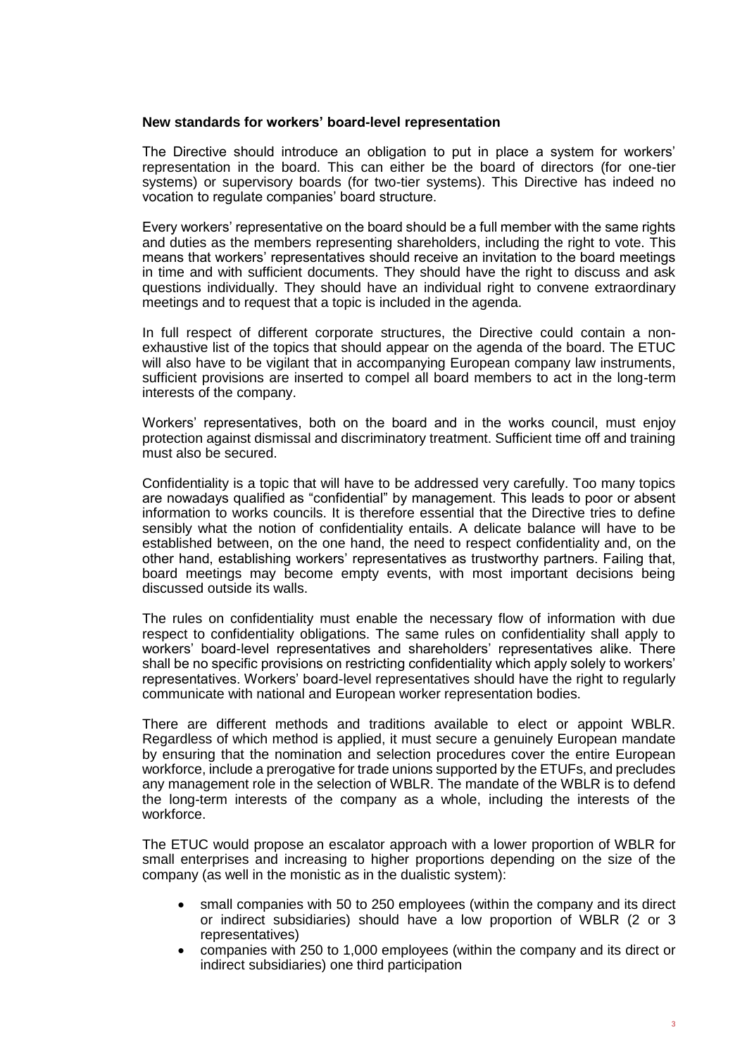**New standards for workers' board-level representation**

The Directive should introduce an obligation to put in place a system for workers' representation in the board. This can either be the board of directors (for one-tier systems) or supervisory boards (for two-tier systems). This Directive has indeed no vocation to regulate companies' board structure.

Every workers' representative on the board should be a full member with the same rights and duties as the members representing shareholders, including the right to vote. This means that workers' representatives should receive an invitation to the board meetings in time and with sufficient documents. They should have the right to discuss and ask questions individually. They should have an individual right to convene extraordinary meetings and to request that a topic is included in the agenda.

In full respect of different corporate structures, the Directive could contain a non-exhaustive list of the topics that should appear on the agenda of the board. The ETUC will also have to be vigilant that in accompanying European company law instruments, sufficient provisions are inserted to compel all board members to act in the long-term interests of the company.

Workers' representatives, both on the board and in the works council, must enjoy protection against dismissal and discriminatory treatment. Sufficient time off and training must also be secured.

Confidentiality is a topic that will have to be addressed very carefully. Too many topics are nowadays qualified as "confidential" by management. This leads to poor or absent information to works councils. It is therefore essential that the Directive tries to define sensibly what the notion of confidentiality entails. A delicate balance will have to be established between, on the one hand, the need to respect confidentiality and, on the other hand, establishing workers' representatives as trustworthy partners. Failing that, board meetings may become empty events, with most important decisions being discussed outside its walls.

The rules on confidentiality must enable the necessary flow of information with due respect to confidentiality obligations. The same rules on confidentiality shall apply to workers' board-level representatives and shareholders' representatives alike. There shall be no specific provisions on restricting confidentiality which apply solely to workers' representatives. Workers' board-level representatives should have the right to regularly communicate with national and European worker representation bodies.

There are different methods and traditions available to elect or appoint WBLR. Regardless of which method is applied, it must secure a genuinely European mandate by ensuring that the nomination and selection procedures cover the entire European workforce, include a prerogative for trade unions supported by the ETUFs, and precludes any management role in the selection of WBLR. The mandate of the WBLR is to defend the long-term interests of the company as a whole, including the interests of the workforce.

The ETUC would propose an escalator approach with a lower proportion of WBLR for small enterprises and increasing to higher proportions depending on the size of the company (as well in the monistic as in the dualistic system):

- small companies with 50 to 250 employees (within the company and its direct or indirect subsidiaries) should have a low proportion of WBLR (2 or 3 representatives)
- companies with 250 to 1,000 employees (within the company and its direct or indirect subsidiaries) one third participation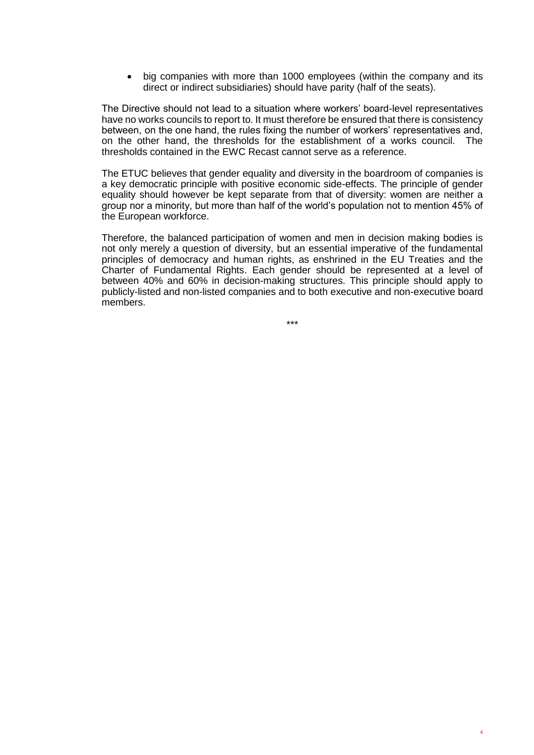- big companies with more than 1000 employees (within the company and its direct or indirect subsidiaries) should have parity (half of the seats).

The Directive should not lead to a situation where workers' board-level representatives have no works councils to report to. It must therefore be ensured that there is consistency between, on the one hand, the rules fixing the number of workers' representatives and, on the other hand, the thresholds for the establishment of a works council. The thresholds contained in the EWC Recast cannot serve as a reference.

The ETUC believes that gender equality and diversity in the boardroom of companies is a key democratic principle with positive economic side-effects. The principle of gender equality should however be kept separate from that of diversity: women are neither a group nor a minority, but more than half of the world's population not to mention 45% of the European workforce.

Therefore, the balanced participation of women and men in decision making bodies is not only merely a question of diversity, but an essential imperative of the fundamental principles of democracy and human rights, as enshrined in the EU Treaties and the Charter of Fundamental Rights. Each gender should be represented at a level of between 40% and 60% in decision-making structures. This principle should apply to publicly-listed and non-listed companies and to both executive and non-executive board members.

***